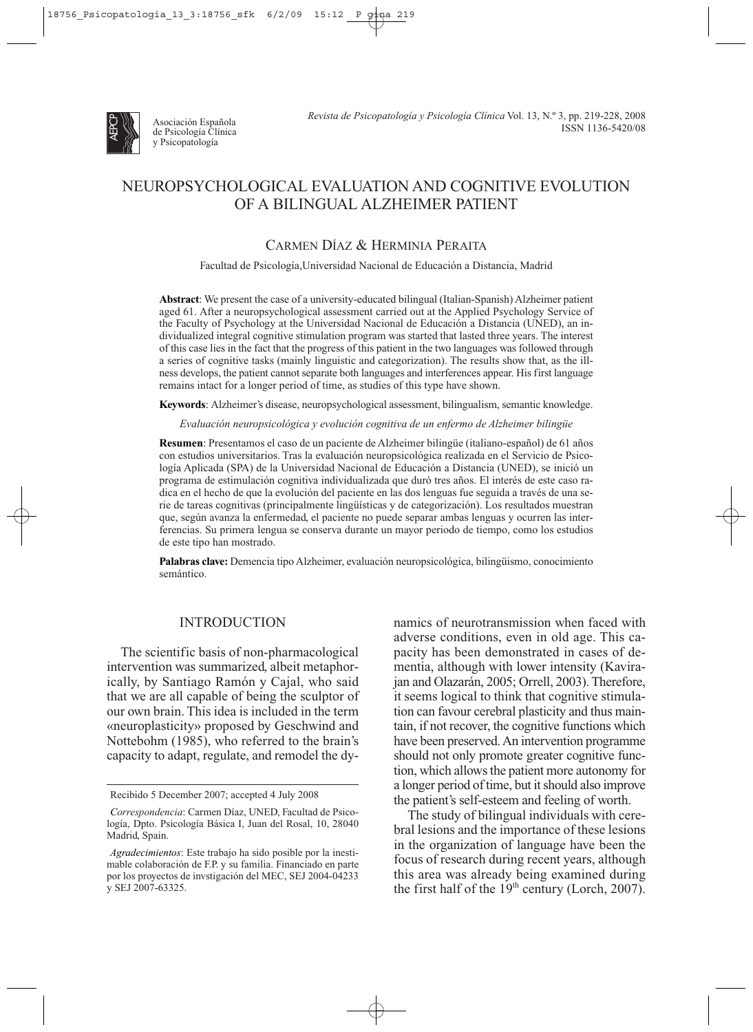Asociación Española de Psicología Clínica y Psicopatología

# NEUROPSYCHOLOGICAL EVALUATION AND COGNITIVE EVOLUTION OF A BILINGUAL ALZHEIMER PATIENT

CARMEN DÍAZ & HERMINIA PERAITA

Facultad de Psicología, Universidad Nacional de Educación a Distancia, Madrid

**Abstract**: We present the case of a university-educated bilingual (Italian-Spanish) Alzheimer patient aged 61. After a neuropsychological assessment carried out at the Applied Psychology Service of the Faculty of Psychology at the Universidad Nacional de Educación a Distancia (UNED), an individualized integral cognitive stimulation program was started that lasted three years. The interest of this case lies in the fact that the progress of this patient in the two languages was followed through a series of cognitive tasks (mainly linguistic and categorization). The results show that, as the illness develops, the patient cannot separate both languages and interferences appear. His first language remains intact for a longer period of time, as studies of this type have shown.

**Keywords**: Alzheimer's disease, neuropsychological assessment, bilingualism, semantic knowledge.

*Evaluación neuropsicológica y evolución cognitiva de un enfermo de Alzheimer bilingüe*

**Resumen**: Presentamos el caso de un paciente de Alzheimer bilingüe (italiano-español) de 61 años con estudios universitarios. Tras la evaluación neuropsicológica realizada en el Servicio de Psicología Aplicada (SPA) de la Universidad Nacional de Educación a Distancia (UNED), se inició un programa de estimulación cognitiva individualizada que duró tres años. El interés de este caso radica en el hecho de que la evolución del paciente en las dos lenguas fue seguida a través de una serie de tareas cognitivas (principalmente lingüísticas y de categorización). Los resultados muestran que, según avanza la enfermedad, el paciente no puede separar ambas lenguas y ocurren las interferencias. Su primera lengua se conserva durante un mayor periodo de tiempo, como los estudios de este tipo han mostrado.

**Palabras clave:** Demencia tipo Alzheimer, evaluación neuropsicológica, bilingüismo, conocimiento semántico.

## INTRODUCTION

The scientific basis of non-pharmacological intervention was summarized, albeit metaphorically, by Santiago Ramón y Cajal, who said that we are all capable of being the sculptor of our own brain. This idea is included in the term «neuroplasticity» proposed by Geschwind and Nottebohm (1985), who referred to the brain's capacity to adapt, regulate, and remodel the dynamics of neurotransmission when faced with adverse conditions, even in old age. This capacity has been demonstrated in cases of dementia, although with lower intensity (Kavirajan and Olazarán, 2005; Orrell, 2003). Therefore, it seems logical to think that cognitive stimulation can favour cerebral plasticity and thus maintain, if not recover, the cognitive functions which have been preserved. An intervention programme should not only promote greater cognitive function, which allows the patient more autonomy for a longer period of time, but it should also improve the patient's self-esteem and feeling of worth.

The study of bilingual individuals with cerebral lesions and the importance of these lesions in the organization of language have been the focus of research during recent years, although this area was already being examined during the first half of the 19[th] century (Lorch, 2007).

---

Recibido 5 December 2007; accepted 4 July 2008

*Correspondencia*: Carmen Díaz, UNED, Facultad de Psicología, Dpto. Psicología Básica I, Juan del Rosal, 10, 28040 Madrid, Spain.

*Agradecimientos*: Este trabajo ha sido posible por la inestimable colaboración de F.P. y su familia. Financiado en parte por los proyectos de invstigación del MEC, SEJ 2004-04233 y SEJ 2007-63325.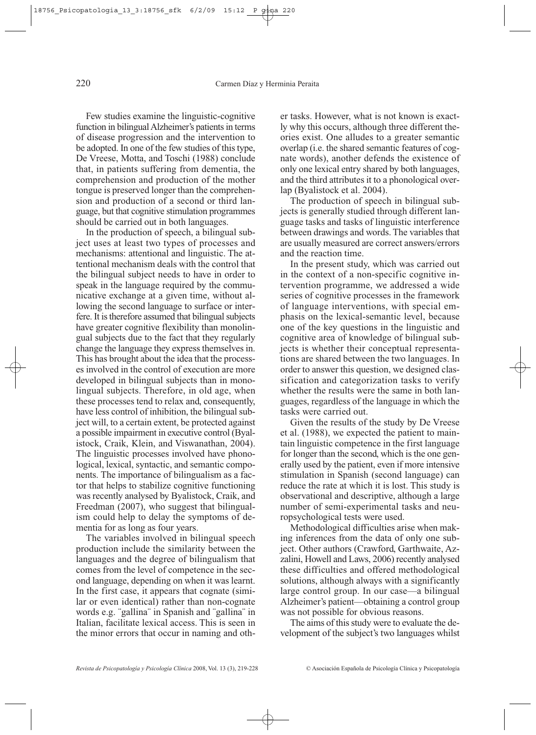Few studies examine the linguistic-cognitive function in bilingual Alzheimer's patients in terms of disease progression and the intervention to be adopted. In one of the few studies of this type, De Vreese, Motta, and Toschi (1988) conclude that, in patients suffering from dementia, the comprehension and production of the mother tongue is preserved longer than the comprehension and production of a second or third language, but that cognitive stimulation programmes should be carried out in both languages.

In the production of speech, a bilingual subject uses at least two types of processes and mechanisms: attentional and linguistic. The attentional mechanism deals with the control that the bilingual subject needs to have in order to speak in the language required by the communicative exchange at a given time, without allowing the second language to surface or interfere. It is therefore assumed that bilingual subjects have greater cognitive flexibility than monolingual subjects due to the fact that they regularly change the language they express themselves in. This has brought about the idea that the processes involved in the control of execution are more developed in bilingual subjects than in monolingual subjects. Therefore, in old age, when these processes tend to relax and, consequently, have less control of inhibition, the bilingual subject will, to a certain extent, be protected against a possible impairment in executive control (Byalistock, Craik, Klein, and Viswanathan, 2004). The linguistic processes involved have phonological, lexical, syntactic, and semantic components. The importance of bilingualism as a factor that helps to stabilize cognitive functioning was recently analysed by Byalistock, Craik, and Freedman (2007), who suggest that bilingualism could help to delay the symptoms of dementia for as long as four years.

The variables involved in bilingual speech production include the similarity between the languages and the degree of bilingualism that comes from the level of competence in the second language, depending on when it was learnt. In the first case, it appears that cognate (similar or even identical) rather than non-cognate words e.g. ¨gallina¨ in Spanish and ¨gallina¨ in Italian, facilitate lexical access. This is seen in the minor errors that occur in naming and other tasks. However, what is not known is exactly why this occurs, although three different theories exist. One alludes to a greater semantic overlap (i.e. the shared semantic features of cognate words), another defends the existence of only one lexical entry shared by both languages, and the third attributes it to a phonological overlap (Byalistock et al. 2004).

The production of speech in bilingual subjects is generally studied through different language tasks and tasks of linguistic interference between drawings and words. The variables that are usually measured are correct answers/errors and the reaction time.

In the present study, which was carried out in the context of a non-specific cognitive intervention programme, we addressed a wide series of cognitive processes in the framework of language interventions, with special emphasis on the lexical-semantic level, because one of the key questions in the linguistic and cognitive area of knowledge of bilingual subjects is whether their conceptual representations are shared between the two languages. In order to answer this question, we designed classification and categorization tasks to verify whether the results were the same in both languages, regardless of the language in which the tasks were carried out.

Given the results of the study by De Vreese et al. (1988), we expected the patient to maintain linguistic competence in the first language for longer than the second, which is the one generally used by the patient, even if more intensive stimulation in Spanish (second language) can reduce the rate at which it is lost. This study is observational and descriptive, although a large number of semi-experimental tasks and neuropsychological tests were used.

Methodological difficulties arise when making inferences from the data of only one subject. Other authors (Crawford, Garthwaite, Azzalini, Howell and Laws, 2006) recently analysed these difficulties and offered methodological solutions, although always with a significantly large control group. In our case—a bilingual Alzheimer's patient—obtaining a control group was not possible for obvious reasons.

The aims of this study were to evaluate the development of the subject's two languages whilst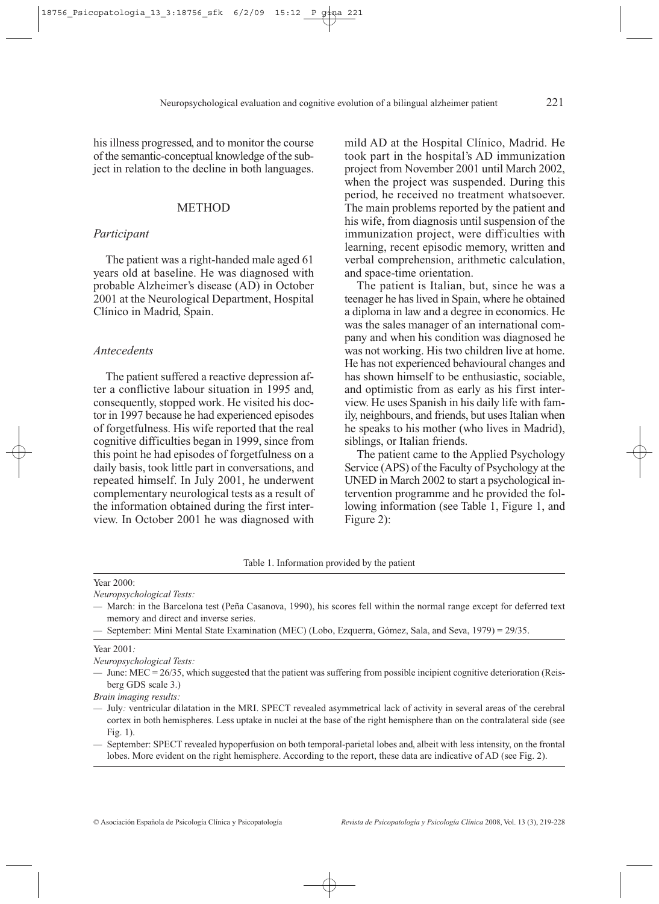his illness progressed, and to monitor the course of the semantic-conceptual knowledge of the subject in relation to the decline in both languages.

## METHOD

### *Participant*

The patient was a right-handed male aged 61 years old at baseline. He was diagnosed with probable Alzheimer's disease (AD) in October 2001 at the Neurological Department, Hospital Clínico in Madrid, Spain.

### *Antecedents*

The patient suffered a reactive depression after a conflictive labour situation in 1995 and, consequently, stopped work. He visited his doctor in 1997 because he had experienced episodes of forgetfulness. His wife reported that the real cognitive difficulties began in 1999, since from this point he had episodes of forgetfulness on a daily basis, took little part in conversations, and repeated himself. In July 2001, he underwent complementary neurological tests as a result of the information obtained during the first interview. In October 2001 he was diagnosed with mild AD at the Hospital Clínico, Madrid. He took part in the hospital's AD immunization project from November 2001 until March 2002, when the project was suspended. During this period, he received no treatment whatsoever. The main problems reported by the patient and his wife, from diagnosis until suspension of the immunization project, were difficulties with learning, recent episodic memory, written and verbal comprehension, arithmetic calculation, and space-time orientation.

The patient is Italian, but, since he was a teenager he has lived in Spain, where he obtained a diploma in law and a degree in economics. He was the sales manager of an international company and when his condition was diagnosed he was not working. His two children live at home. He has not experienced behavioural changes and has shown himself to be enthusiastic, sociable, and optimistic from as early as his first interview. He uses Spanish in his daily life with family, neighbours, and friends, but uses Italian when he speaks to his mother (who lives in Madrid), siblings, or Italian friends.

The patient came to the Applied Psychology Service (APS) of the Faculty of Psychology at the UNED in March 2002 to start a psychological intervention programme and he provided the following information (see Table 1, Figure 1, and Figure 2):

Table 1. Information provided by the patient

| Information provided by the patient |
|---|
| Year 2000: |
| *Neuropsychological Tests:* |
| — March: in the Barcelona test (Peña Casanova, 1990), his scores fell within the normal range except for deferred text memory and direct and inverse series. |
| — September: Mini Mental State Examination (MEC) (Lobo, Ezquerra, Gómez, Sala, and Seva, 1979) = 29/35. |
| Year 2001*:* |
| *Neuropsychological Tests:* |
| — June: MEC = 26/35, which suggested that the patient was suffering from possible incipient cognitive deterioration (Reisberg GDS scale 3.) |
| *Brain imaging results:* |
| — July*:* ventricular dilatation in the MRI. SPECT revealed asymmetrical lack of activity in several areas of the cerebral cortex in both hemispheres. Less uptake in nuclei at the base of the right hemisphere than on the contralateral side (see Fig. 1). |
| — September: SPECT revealed hypoperfusion on both temporal-parietal lobes and, albeit with less intensity, on the frontal lobes. More evident on the right hemisphere. According to the report, these data are indicative of AD (see Fig. 2). |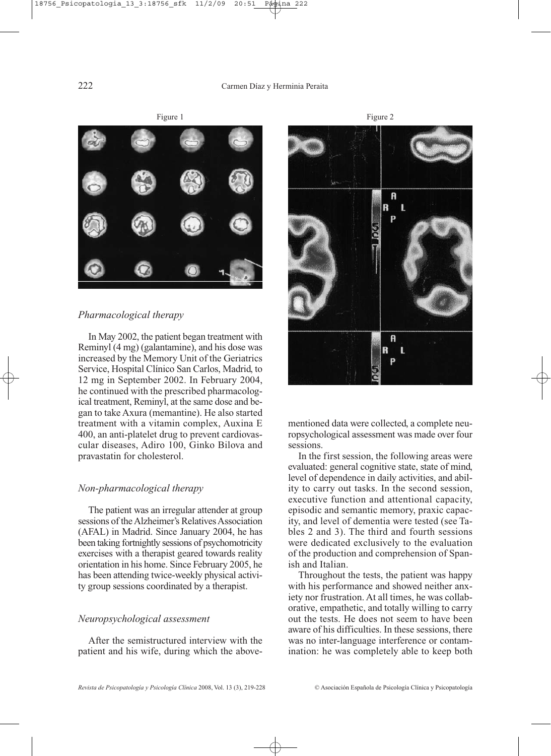Figure 1

Figure 2

### *Pharmacological therapy*

In May 2002, the patient began treatment with Reminyl (4 mg) (galantamine), and his dose was increased by the Memory Unit of the Geriatrics Service, Hospital Clínico San Carlos, Madrid, to 12 mg in September 2002. In February 2004, he continued with the prescribed pharmacological treatment, Reminyl, at the same dose and began to take Axura (memantine). He also started treatment with a vitamin complex, Auxina E 400, an anti-platelet drug to prevent cardiovascular diseases, Adiro 100, Ginko Bilova and pravastatin for cholesterol.

### *Non-pharmacological therapy*

The patient was an irregular attender at group sessions of the Alzheimer's Relatives Association (AFAL) in Madrid. Since January 2004, he has been taking fortnightly sessions of psychomotricity exercises with a therapist geared towards reality orientation in his home. Since February 2005, he has been attending twice-weekly physical activity group sessions coordinated by a therapist.

### *Neuropsychological assessment*

After the semistructured interview with the patient and his wife, during which the above-mentioned data were collected, a complete neuropsychological assessment was made over four sessions.

In the first session, the following areas were evaluated: general cognitive state, state of mind, level of dependence in daily activities, and ability to carry out tasks. In the second session, executive function and attentional capacity, episodic and semantic memory, praxic capacity, and level of dementia were tested (see Tables 2 and 3). The third and fourth sessions were dedicated exclusively to the evaluation of the production and comprehension of Spanish and Italian.

Throughout the tests, the patient was happy with his performance and showed neither anxiety nor frustration. At all times, he was collaborative, empathetic, and totally willing to carry out the tests. He does not seem to have been aware of his difficulties. In these sessions, there was no inter-language interference or contamination: he was completely able to keep both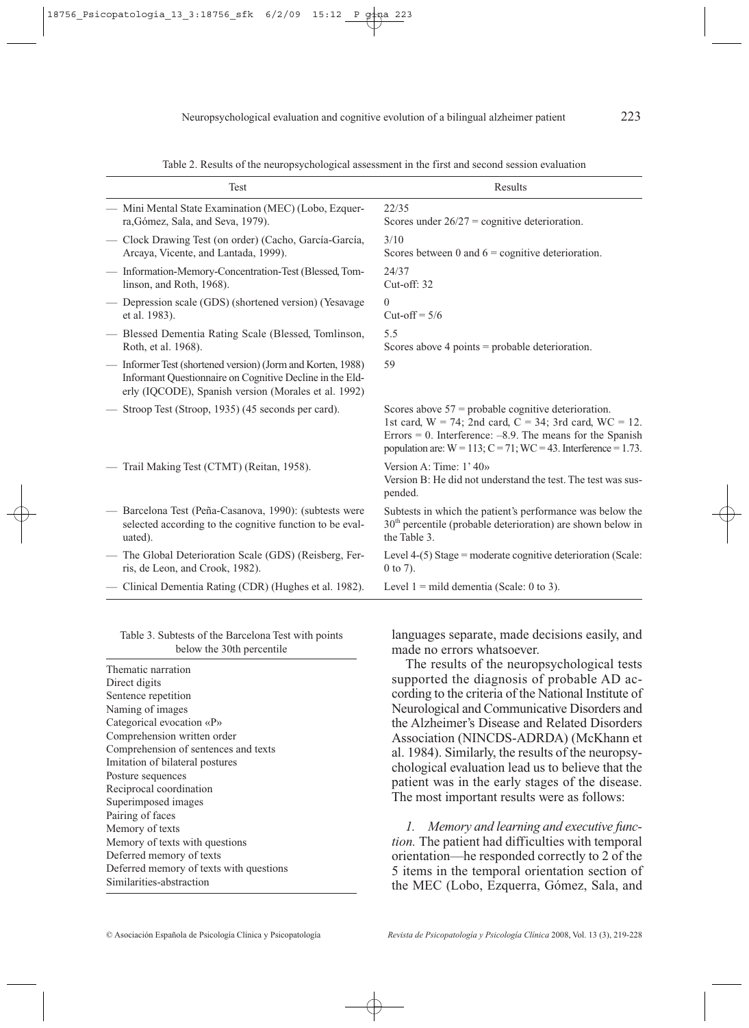Table 2. Results of the neuropsychological assessment in the first and second session evaluation

| Test | Results |
|---|---|
| — Mini Mental State Examination (MEC) (Lobo, Ezquerra, Gómez, Sala, and Seva, 1979). | 22/35<br>Scores under 26/27 = cognitive deterioration. |
| — Clock Drawing Test (on order) (Cacho, García-García, Arcaya, Vicente, and Lantada, 1999). | 3/10<br>Scores between 0 and 6 = cognitive deterioration. |
| — Information-Memory-Concentration-Test (Blessed, Tomlinson, and Roth, 1968). | 24/37<br>Cut-off: 32 |
| — Depression scale (GDS) (shortened version) (Yesavage et al. 1983). | 0<br>Cut-off = 5/6 |
| — Blessed Dementia Rating Scale (Blessed, Tomlinson, Roth, et al. 1968). | 5.5<br>Scores above 4 points = probable deterioration. |
| — Informer Test (shortened version) (Jorm and Korten, 1988) Informant Questionnaire on Cognitive Decline in the Elderly (IQCODE), Spanish version (Morales et al. 1992) | 59 |
| — Stroop Test (Stroop, 1935) (45 seconds per card). | Scores above 57 = probable cognitive deterioration.<br>1st card, W = 74; 2nd card, C = 34; 3rd card, WC = 12. Errors = 0. Interference: –8.9. The means for the Spanish population are: W = 113; C = 71; WC = 43. Interference = 1.73. |
| — Trail Making Test (CTMT) (Reitan, 1958). | Version A: Time: 1' 40»<br>Version B: He did not understand the test. The test was suspended. |
| — Barcelona Test (Peña-Casanova, 1990): (subtests were selected according to the cognitive function to be evaluated). | Subtests in which the patient's performance was below the 30th percentile (probable deterioration) are shown below in the Table 3. |
| — The Global Deterioration Scale (GDS) (Reisberg, Ferris, de Leon, and Crook, 1982). | Level 4-(5) Stage = moderate cognitive deterioration (Scale: 0 to 7). |
| — Clinical Dementia Rating (CDR) (Hughes et al. 1982). | Level 1 = mild dementia (Scale: 0 to 3). |

Table 3. Subtests of the Barcelona Test with points below the 30th percentile

| |
|---|
| Thematic narration |
| Direct digits |
| Sentence repetition |
| Naming of images |
| Categorical evocation «P» |
| Comprehension written order |
| Comprehension of sentences and texts |
| Imitation of bilateral postures |
| Posture sequences |
| Reciprocal coordination |
| Superimposed images |
| Pairing of faces |
| Memory of texts |
| Memory of texts with questions |
| Deferred memory of texts |
| Deferred memory of texts with questions |
| Similarities-abstraction |

languages separate, made decisions easily, and made no errors whatsoever.

The results of the neuropsychological tests supported the diagnosis of probable AD according to the criteria of the National Institute of Neurological and Communicative Disorders and the Alzheimer's Disease and Related Disorders Association (NINCDS-ADRDA) (McKhann et al. 1984). Similarly, the results of the neuropsychological evaluation lead us to believe that the patient was in the early stages of the disease. The most important results were as follows:

*1. Memory and learning and executive function.* The patient had difficulties with temporal orientation—he responded correctly to 2 of the 5 items in the temporal orientation section of the MEC (Lobo, Ezquerra, Gómez, Sala, and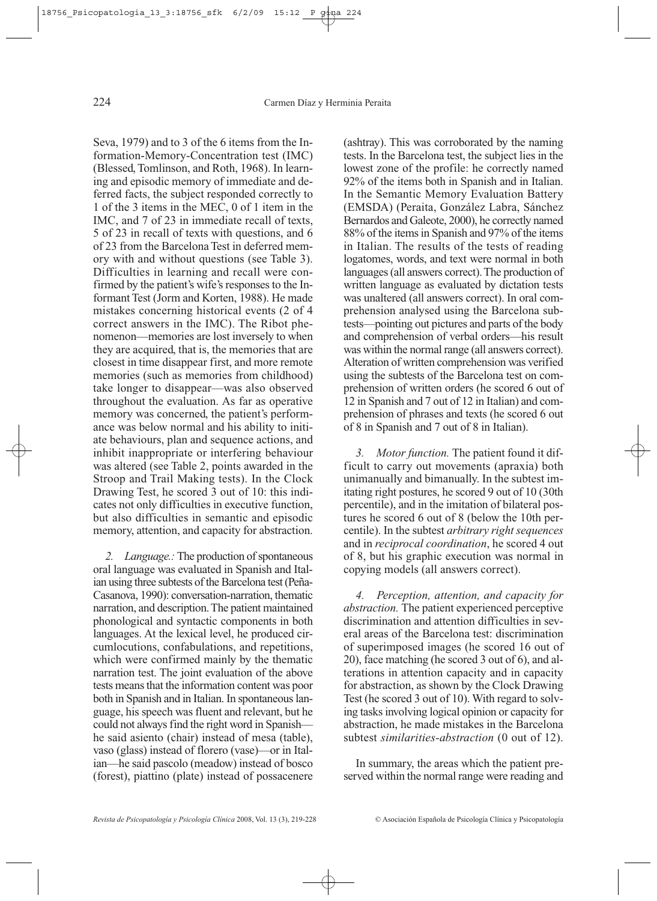Seva, 1979) and to 3 of the 6 items from the Information-Memory-Concentration test (IMC) (Blessed, Tomlinson, and Roth, 1968). In learning and episodic memory of immediate and deferred facts, the subject responded correctly to 1 of the 3 items in the MEC, 0 of 1 item in the IMC, and 7 of 23 in immediate recall of texts, 5 of 23 in recall of texts with questions, and 6 of 23 from the Barcelona Test in deferred memory with and without questions (see Table 3). Difficulties in learning and recall were confirmed by the patient's wife's responses to the Informant Test (Jorm and Korten, 1988). He made mistakes concerning historical events (2 of 4 correct answers in the IMC). The Ribot phenomenon—memories are lost inversely to when they are acquired, that is, the memories that are closest in time disappear first, and more remote memories (such as memories from childhood) take longer to disappear—was also observed throughout the evaluation. As far as operative memory was concerned, the patient's performance was below normal and his ability to initiate behaviours, plan and sequence actions, and inhibit inappropriate or interfering behaviour was altered (see Table 2, points awarded in the Stroop and Trail Making tests). In the Clock Drawing Test, he scored 3 out of 10: this indicates not only difficulties in executive function, but also difficulties in semantic and episodic memory, attention, and capacity for abstraction.

*2. Language.:* The production of spontaneous oral language was evaluated in Spanish and Italian using three subtests of the Barcelona test (Peña-Casanova, 1990): conversation-narration, thematic narration, and description. The patient maintained phonological and syntactic components in both languages. At the lexical level, he produced circumlocutions, confabulations, and repetitions, which were confirmed mainly by the thematic narration test. The joint evaluation of the above tests means that the information content was poor both in Spanish and in Italian. In spontaneous language, his speech was fluent and relevant, but he could not always find the right word in Spanish—he said asiento (chair) instead of mesa (table), vaso (glass) instead of florero (vase)—or in Italian—he said pascolo (meadow) instead of bosco (forest), piattino (plate) instead of possacenere (ashtray). This was corroborated by the naming tests. In the Barcelona test, the subject lies in the lowest zone of the profile: he correctly named 92% of the items both in Spanish and in Italian. In the Semantic Memory Evaluation Battery (EMSDA) (Peraita, González Labra, Sánchez Bernardos and Galeote, 2000), he correctly named 88% of the items in Spanish and 97% of the items in Italian. The results of the tests of reading logatomes, words, and text were normal in both languages (all answers correct). The production of written language as evaluated by dictation tests was unaltered (all answers correct). In oral comprehension analysed using the Barcelona subtests—pointing out pictures and parts of the body and comprehension of verbal orders—his result was within the normal range (all answers correct). Alteration of written comprehension was verified using the subtests of the Barcelona test on comprehension of written orders (he scored 6 out of 12 in Spanish and 7 out of 12 in Italian) and comprehension of phrases and texts (he scored 6 out of 8 in Spanish and 7 out of 8 in Italian).

*3. Motor function.* The patient found it difficult to carry out movements (apraxia) both unimanually and bimanually. In the subtest imitating right postures, he scored 9 out of 10 (30th percentile), and in the imitation of bilateral postures he scored 6 out of 8 (below the 10th percentile). In the subtest *arbitrary right sequences* and in *reciprocal coordination*, he scored 4 out of 8, but his graphic execution was normal in copying models (all answers correct).

*4. Perception, attention, and capacity for abstraction.* The patient experienced perceptive discrimination and attention difficulties in several areas of the Barcelona test: discrimination of superimposed images (he scored 16 out of 20), face matching (he scored 3 out of 6), and alterations in attention capacity and in capacity for abstraction, as shown by the Clock Drawing Test (he scored 3 out of 10). With regard to solving tasks involving logical opinion or capacity for abstraction, he made mistakes in the Barcelona subtest *similarities-abstraction* (0 out of 12).

In summary, the areas which the patient preserved within the normal range were reading and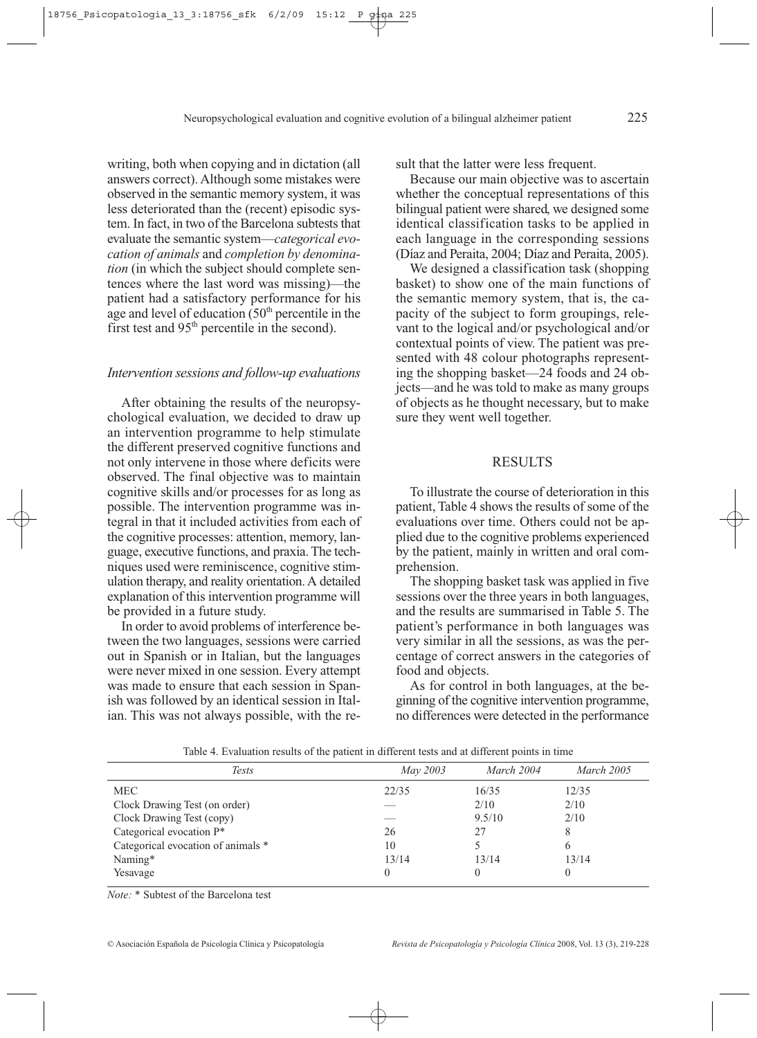writing, both when copying and in dictation (all answers correct). Although some mistakes were observed in the semantic memory system, it was less deteriorated than the (recent) episodic system. In fact, in two of the Barcelona subtests that evaluate the semantic system—*categorical evocation of animals* and *completion by denomination* (in which the subject should complete sentences where the last word was missing)—the patient had a satisfactory performance for his age and level of education (50th percentile in the first test and 95th percentile in the second).

### *Intervention sessions and follow-up evaluations*

After obtaining the results of the neuropsychological evaluation, we decided to draw up an intervention programme to help stimulate the different preserved cognitive functions and not only intervene in those where deficits were observed. The final objective was to maintain cognitive skills and/or processes for as long as possible. The intervention programme was integral in that it included activities from each of the cognitive processes: attention, memory, language, executive functions, and praxia. The techniques used were reminiscence, cognitive stimulation therapy, and reality orientation. A detailed explanation of this intervention programme will be provided in a future study.

In order to avoid problems of interference between the two languages, sessions were carried out in Spanish or in Italian, but the languages were never mixed in one session. Every attempt was made to ensure that each session in Spanish was followed by an identical session in Italian. This was not always possible, with the result that the latter were less frequent.

Because our main objective was to ascertain whether the conceptual representations of this bilingual patient were shared, we designed some identical classification tasks to be applied in each language in the corresponding sessions (Díaz and Peraita, 2004; Díaz and Peraita, 2005).

We designed a classification task (shopping basket) to show one of the main functions of the semantic memory system, that is, the capacity of the subject to form groupings, relevant to the logical and/or psychological and/or contextual points of view. The patient was presented with 48 colour photographs representing the shopping basket—24 foods and 24 objects—and he was told to make as many groups of objects as he thought necessary, but to make sure they went well together.

## RESULTS

To illustrate the course of deterioration in this patient, Table 4 shows the results of some of the evaluations over time. Others could not be applied due to the cognitive problems experienced by the patient, mainly in written and oral comprehension.

The shopping basket task was applied in five sessions over the three years in both languages, and the results are summarised in Table 5. The patient's performance in both languages was very similar in all the sessions, as was the percentage of correct answers in the categories of food and objects.

As for control in both languages, at the beginning of the cognitive intervention programme, no differences were detected in the performance

Table 4. Evaluation results of the patient in different tests and at different points in time

| *Tests* | *May 2003* | *March 2004* | *March 2005* |
|---|---|---|---|
| MEC | 22/35 | 16/35 | 12/35 |
| Clock Drawing Test (on order) | — | 2/10 | 2/10 |
| Clock Drawing Test (copy) | — | 9.5/10 | 2/10 |
| Categorical evocation P* | 26 | 27 | 8 |
| Categorical evocation of animals * | 10 | 5 | 6 |
| Naming* | 13/14 | 13/14 | 13/14 |
| Yesavage | 0 | 0 | 0 |

*Note:* * Subtest of the Barcelona test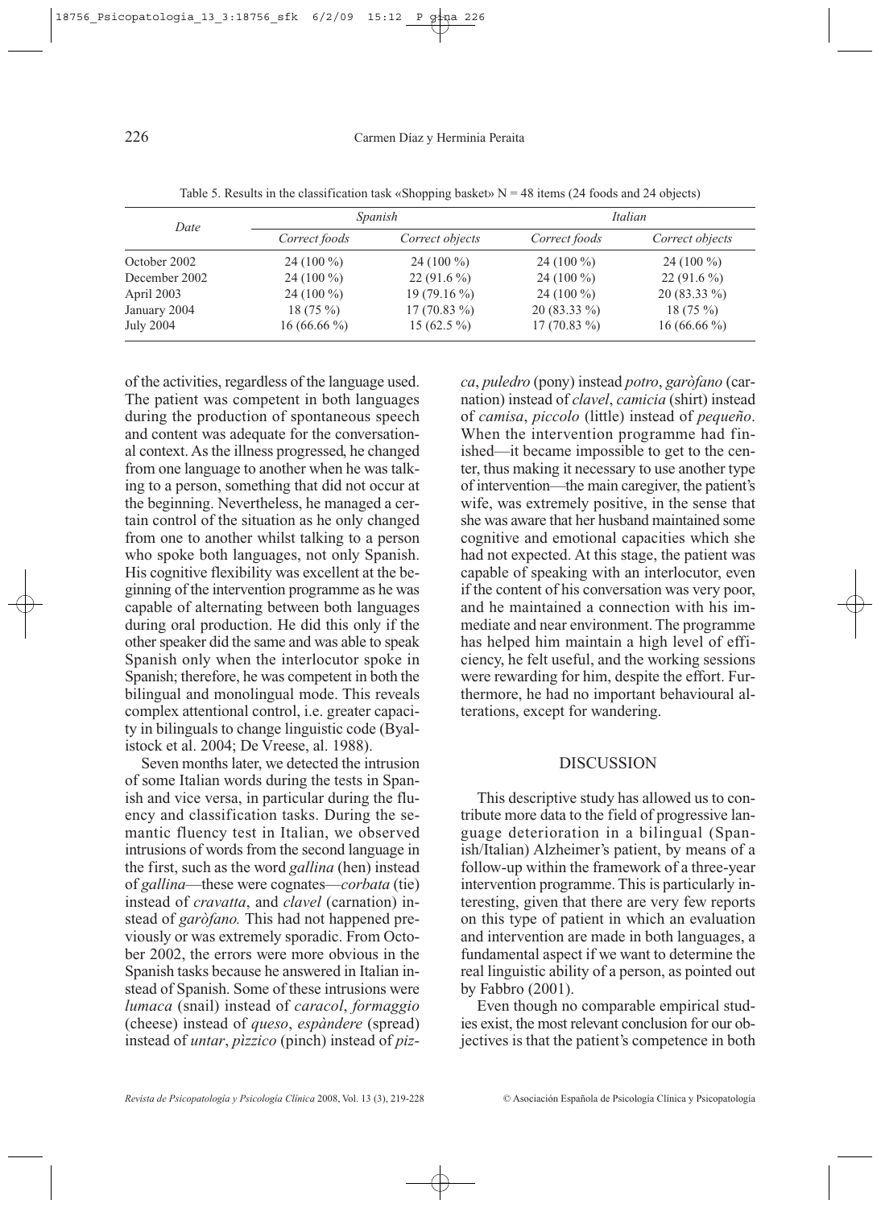Table 5. Results in the classification task «Shopping basket» N = 48 items (24 foods and 24 objects)

| Date | Spanish | | Italian | |
|---|---|---|---|---|
| | Correct foods | Correct objects | Correct foods | Correct objects |
| October 2002 | 24 (100 %) | 24 (100 %) | 24 (100 %) | 24 (100 %) |
| December 2002 | 24 (100 %) | 22 (91.6 %) | 24 (100 %) | 22 (91.6 %) |
| April 2003 | 24 (100 %) | 19 (79.16 %) | 24 (100 %) | 20 (83.33 %) |
| January 2004 | 18 (75 %) | 17 (70.83 %) | 20 (83.33 %) | 18 (75 %) |
| July 2004 | 16 (66.66 %) | 15 (62.5 %) | 17 (70.83 %) | 16 (66.66 %) |

of the activities, regardless of the language used. The patient was competent in both languages during the production of spontaneous speech and content was adequate for the conversational context. As the illness progressed, he changed from one language to another when he was talking to a person, something that did not occur at the beginning. Nevertheless, he managed a certain control of the situation as he only changed from one to another whilst talking to a person who spoke both languages, not only Spanish. His cognitive flexibility was excellent at the beginning of the intervention programme as he was capable of alternating between both languages during oral production. He did this only if the other speaker did the same and was able to speak Spanish only when the interlocutor spoke in Spanish; therefore, he was competent in both the bilingual and monolingual mode. This reveals complex attentional control, i.e. greater capacity in bilinguals to change linguistic code (Byalistock et al. 2004; De Vreese, al. 1988).

Seven months later, we detected the intrusion of some Italian words during the tests in Spanish and vice versa, in particular during the fluency and classification tasks. During the semantic fluency test in Italian, we observed intrusions of words from the second language in the first, such as the word *gallina* (hen) instead of *gallina*—these were cognates—*corbata* (tie) instead of *cravatta*, and *clavel* (carnation) instead of *garòfano.* This had not happened previously or was extremely sporadic. From October 2002, the errors were more obvious in the Spanish tasks because he answered in Italian instead of Spanish. Some of these intrusions were *lumaca* (snail) instead of *caracol*, *formaggio* (cheese) instead of *queso*, *espàndere* (spread) instead of *untar*, *pìzzico* (pinch) instead of *pizca*, *puledro* (pony) instead *potro*, *garòfano* (carnation) instead of *clavel*, *camicia* (shirt) instead of *camisa*, *piccolo* (little) instead of *pequeño*. When the intervention programme had finished—it became impossible to get to the center, thus making it necessary to use another type of intervention—the main caregiver, the patient's wife, was extremely positive, in the sense that she was aware that her husband maintained some cognitive and emotional capacities which she had not expected. At this stage, the patient was capable of speaking with an interlocutor, even if the content of his conversation was very poor, and he maintained a connection with his immediate and near environment. The programme has helped him maintain a high level of efficiency, he felt useful, and the working sessions were rewarding for him, despite the effort. Furthermore, he had no important behavioural alterations, except for wandering.

## DISCUSSION

This descriptive study has allowed us to contribute more data to the field of progressive language deterioration in a bilingual (Spanish/Italian) Alzheimer's patient, by means of a follow-up within the framework of a three-year intervention programme. This is particularly interesting, given that there are very few reports on this type of patient in which an evaluation and intervention are made in both languages, a fundamental aspect if we want to determine the real linguistic ability of a person, as pointed out by Fabbro (2001).

Even though no comparable empirical studies exist, the most relevant conclusion for our objectives is that the patient's competence in both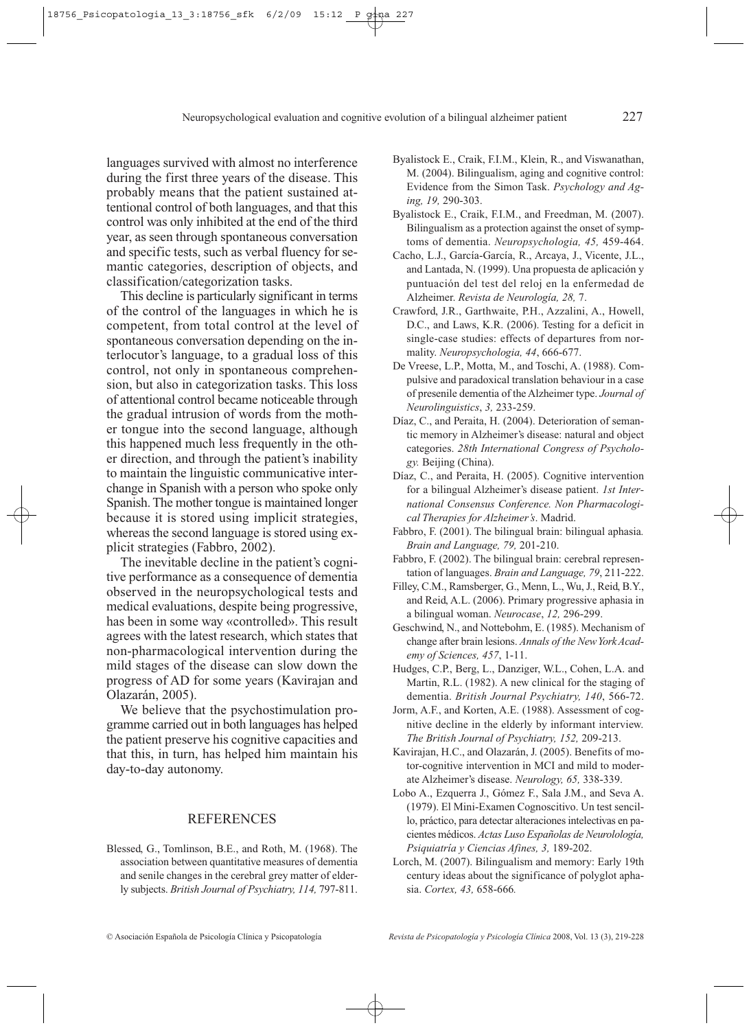languages survived with almost no interference during the first three years of the disease. This probably means that the patient sustained attentional control of both languages, and that this control was only inhibited at the end of the third year, as seen through spontaneous conversation and specific tests, such as verbal fluency for semantic categories, description of objects, and classification/categorization tasks.

This decline is particularly significant in terms of the control of the languages in which he is competent, from total control at the level of spontaneous conversation depending on the interlocutor's language, to a gradual loss of this control, not only in spontaneous comprehension, but also in categorization tasks. This loss of attentional control became noticeable through the gradual intrusion of words from the mother tongue into the second language, although this happened much less frequently in the other direction, and through the patient's inability to maintain the linguistic communicative interchange in Spanish with a person who spoke only Spanish. The mother tongue is maintained longer because it is stored using implicit strategies, whereas the second language is stored using explicit strategies (Fabbro, 2002).

The inevitable decline in the patient's cognitive performance as a consequence of dementia observed in the neuropsychological tests and medical evaluations, despite being progressive, has been in some way «controlled». This result agrees with the latest research, which states that non-pharmacological intervention during the mild stages of the disease can slow down the progress of AD for some years (Kavirajan and Olazarán, 2005).

We believe that the psychostimulation programme carried out in both languages has helped the patient preserve his cognitive capacities and that this, in turn, has helped him maintain his day-to-day autonomy.

## REFERENCES

Blessed, G., Tomlinson, B.E., and Roth, M. (1968). The association between quantitative measures of dementia and senile changes in the cerebral grey matter of elderly subjects. *British Journal of Psychiatry, 114,* 797-811.

Byalistock E., Craik, F.I.M., Klein, R., and Viswanathan, M. (2004). Bilingualism, aging and cognitive control: Evidence from the Simon Task. *Psychology and Aging, 19,* 290-303.

Byalistock E., Craik, F.I.M., and Freedman, M. (2007). Bilingualism as a protection against the onset of symptoms of dementia. *Neuropsychologia, 45,* 459-464.

Cacho, L.J., García-García, R., Arcaya, J., Vicente, J.L., and Lantada, N. (1999). Una propuesta de aplicación y puntuación del test del reloj en la enfermedad de Alzheimer. *Revista de Neurología, 28,* 7.

Crawford, J.R., Garthwaite, P.H., Azzalini, A., Howell, D.C., and Laws, K.R. (2006). Testing for a deficit in single-case studies: effects of departures from normality. *Neuropsychologia, 44*, 666-677.

De Vreese, L.P., Motta, M., and Toschi, A. (1988). Compulsive and paradoxical translation behaviour in a case of presenile dementia of the Alzheimer type. *Journal of Neurolinguistics*, *3,* 233-259.

Díaz, C., and Peraita, H. (2004). Deterioration of semantic memory in Alzheimer's disease: natural and object categories. *28th International Congress of Psychology.* Beijing (China).

Díaz, C., and Peraita, H. (2005). Cognitive intervention for a bilingual Alzheimer's disease patient. *1st International Consensus Conference. Non Pharmacological Therapies for Alzheimer's*. Madrid.

Fabbro, F. (2001). The bilingual brain: bilingual aphasia. *Brain and Language, 79,* 201-210.

Fabbro, F. (2002). The bilingual brain: cerebral representation of languages. *Brain and Language, 79*, 211-222.

Filley, C.M., Ramsberger, G., Menn, L., Wu, J., Reid, B.Y., and Reid, A.L. (2006). Primary progressive aphasia in a bilingual woman. *Neurocase*, *12,* 296-299.

Geschwind, N., and Nottebohm, E. (1985). Mechanism of change after brain lesions. *Annals of the New York Academy of Sciences, 457*, 1-11.

Hudges, C.P., Berg, L., Danziger, W.L., Cohen, L.A. and Martin, R.L. (1982). A new clinical for the staging of dementia. *British Journal Psychiatry, 140*, 566-72.

Jorm, A.F., and Korten, A.E. (1988). Assessment of cognitive decline in the elderly by informant interview. *The British Journal of Psychiatry, 152,* 209-213.

Kavirajan, H.C., and Olazarán, J. (2005). Benefits of motor-cognitive intervention in MCI and mild to moderate Alzheimer's disease. *Neurology, 65,* 338-339.

Lobo A., Ezquerra J., Gómez F., Sala J.M., and Seva A. (1979). El Mini-Examen Cognoscitivo. Un test sencillo, práctico, para detectar alteraciones intelectivas en pacientes médicos. *Actas Luso Españolas de Neurolología, Psiquiatría y Ciencias Afines, 3,* 189-202.

Lorch, M. (2007). Bilingualism and memory: Early 19th century ideas about the significance of polyglot aphasia. *Cortex, 43,* 658-666.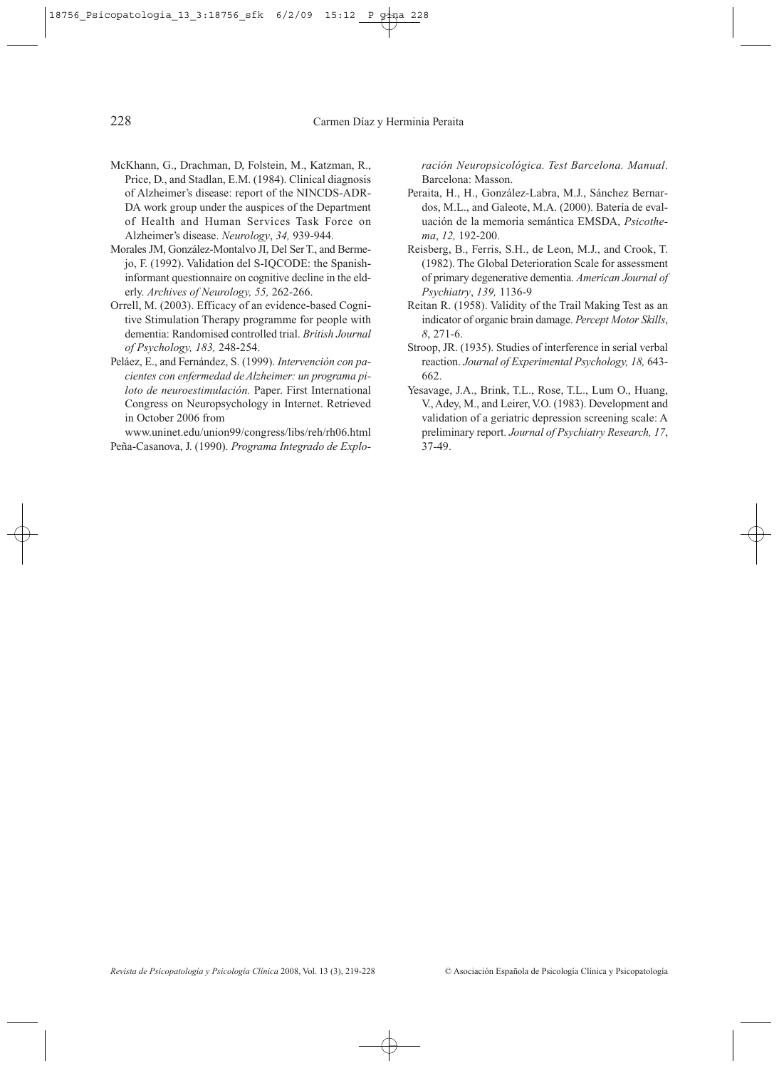McKhann, G., Drachman, D, Folstein, M., Katzman, R., Price, D., and Stadlan, E.M. (1984). Clinical diagnosis of Alzheimer's disease: report of the NINCDS-ADRDA work group under the auspices of the Department of Health and Human Services Task Force on Alzheimer's disease. *Neurology*, *34,* 939-944.

Morales JM, González-Montalvo JI, Del Ser T., and Bermejo, F. (1992). Validation del S-IQCODE: the Spanish-informant questionnaire on cognitive decline in the elderly. *Archives of Neurology, 55,* 262-266.

Orrell, M. (2003). Efficacy of an evidence-based Cognitive Stimulation Therapy programme for people with dementia: Randomised controlled trial. *British Journal of Psychology, 183,* 248-254.

Peláez, E., and Fernández, S. (1999). *Intervención con pacientes con enfermedad de Alzheimer: un programa piloto de neuroestimulación.* Paper. First International Congress on Neuropsychology in Internet. Retrieved in October 2006 from www.uninet.edu/union99/congress/libs/reh/rh06.html

Peña-Casanova, J. (1990). *Programa Integrado de Exploración Neuropsicológica. Test Barcelona. Manual*. Barcelona: Masson.

Peraita, H., H., González-Labra, M.J., Sánchez Bernardos, M.L., and Galeote, M.A. (2000). Batería de evaluación de la memoria semántica EMSDA, *Psicothema*, *12,* 192-200.

Reisberg, B., Ferris, S.H., de Leon, M.J., and Crook, T. (1982). The Global Deterioration Scale for assessment of primary degenerative dementia. *American Journal of Psychiatry*, *139,* 1136-9

Reitan R. (1958). Validity of the Trail Making Test as an indicator of organic brain damage. *Percept Motor Skills*, *8*, 271-6.

Stroop, JR. (1935). Studies of interference in serial verbal reaction. *Journal of Experimental Psychology, 18,* 643-662.

Yesavage, J.A., Brink, T.L., Rose, T.L., Lum O., Huang, V., Adey, M., and Leirer, V.O. (1983). Development and validation of a geriatric depression screening scale: A preliminary report. *Journal of Psychiatry Research, 17*, 37-49.